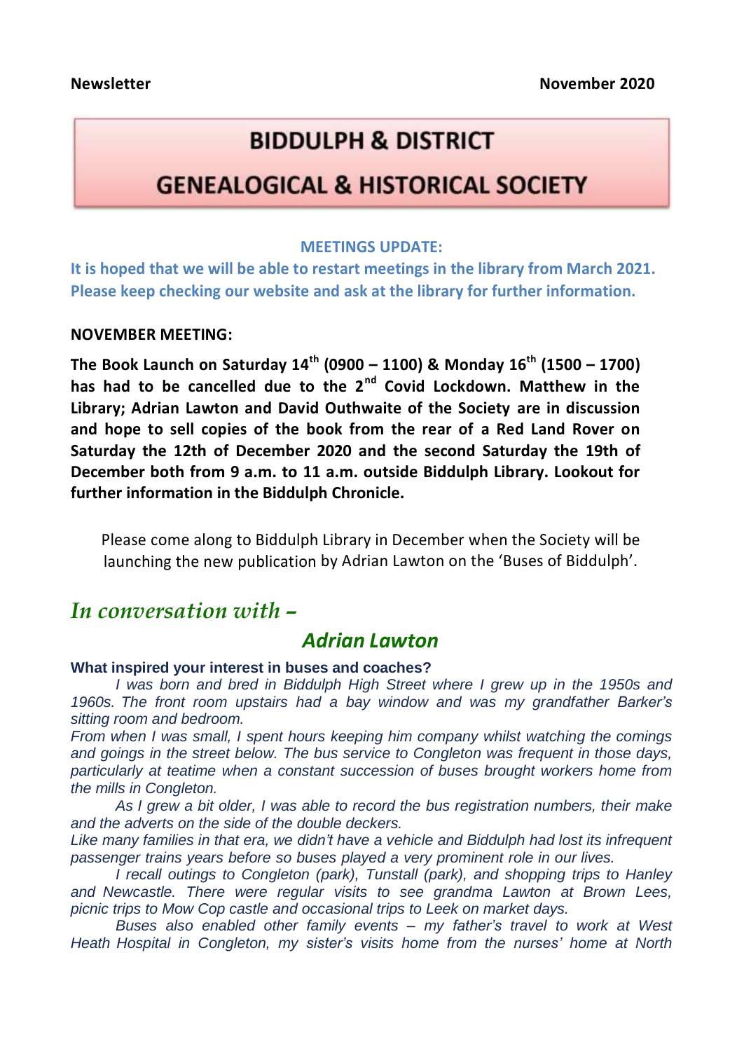**Newsletter** **November 2020**

# BIDDULPH & DISTRICT GENEALOGICAL & HISTORICAL SOCIETY

**MEETINGS UPDATE:**

**It is hoped that we will be able to restart meetings in the library from March 2021. Please keep checking our website and ask at the library for further information.**

**NOVEMBER MEETING:**

**The Book Launch on Saturday 14th (0900 – 1100) & Monday 16th (1500 – 1700) has had to be cancelled due to the 2nd Covid Lockdown. Matthew in the Library; Adrian Lawton and David Outhwaite of the Society are in discussion and hope to sell copies of the book from the rear of a Red Land Rover on Saturday the 12th of December 2020 and the second Saturday the 19th of December both from 9 a.m. to 11 a.m. outside Biddulph Library. Lookout for further information in the Biddulph Chronicle.**

Please come along to Biddulph Library in December when the Society will be launching the new publication by Adrian Lawton on the 'Buses of Biddulph'.

## *In conversation with –*

## *Adrian Lawton*

**What inspired your interest in buses and coaches?**

*I was born and bred in Biddulph High Street where I grew up in the 1950s and 1960s. The front room upstairs had a bay window and was my grandfather Barker's sitting room and bedroom.*

*From when I was small, I spent hours keeping him company whilst watching the comings and goings in the street below. The bus service to Congleton was frequent in those days, particularly at teatime when a constant succession of buses brought workers home from the mills in Congleton.*

*As I grew a bit older, I was able to record the bus registration numbers, their make and the adverts on the side of the double deckers.*

*Like many families in that era, we didn't have a vehicle and Biddulph had lost its infrequent passenger trains years before so buses played a very prominent role in our lives.*

*I recall outings to Congleton (park), Tunstall (park), and shopping trips to Hanley and Newcastle. There were regular visits to see grandma Lawton at Brown Lees, picnic trips to Mow Cop castle and occasional trips to Leek on market days.*

*Buses also enabled other family events – my father's travel to work at West Heath Hospital in Congleton, my sister's visits home from the nurses' home at North*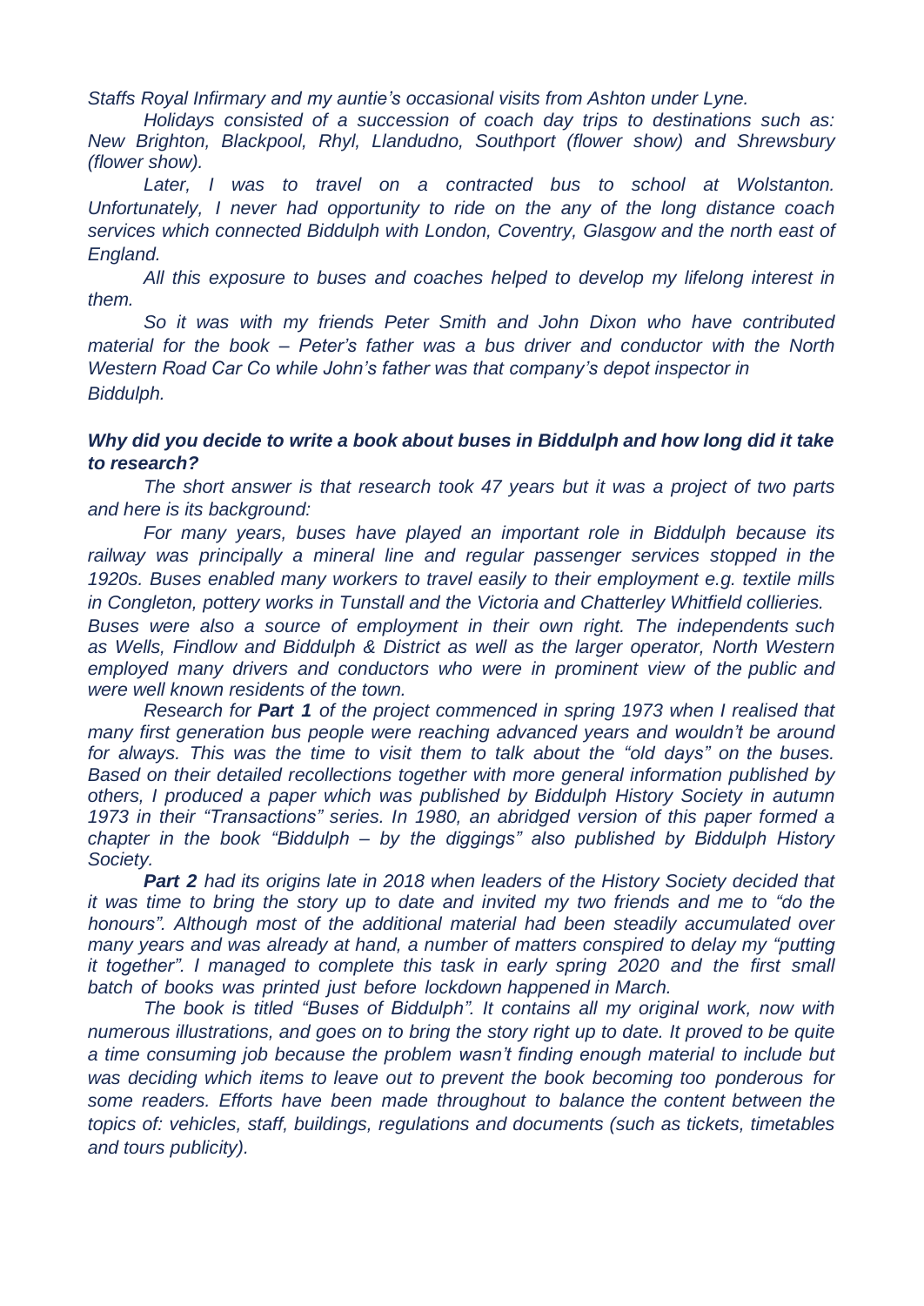*Staffs Royal Infirmary and my auntie's occasional visits from Ashton under Lyne.*

*Holidays consisted of a succession of coach day trips to destinations such as: New Brighton, Blackpool, Rhyl, Llandudno, Southport (flower show) and Shrewsbury (flower show).*

*Later, I was to travel on a contracted bus to school at Wolstanton. Unfortunately, I never had opportunity to ride on the any of the long distance coach services which connected Biddulph with London, Coventry, Glasgow and the north east of England.*

*All this exposure to buses and coaches helped to develop my lifelong interest in them.*

*So it was with my friends Peter Smith and John Dixon who have contributed material for the book – Peter's father was a bus driver and conductor with the North Western Road Car Co while John's father was that company's depot inspector in Biddulph.*

***Why did you decide to write a book about buses in Biddulph and how long did it take to research?***

*The short answer is that research took 47 years but it was a project of two parts and here is its background:*

*For many years, buses have played an important role in Biddulph because its railway was principally a mineral line and regular passenger services stopped in the 1920s. Buses enabled many workers to travel easily to their employment e.g. textile mills in Congleton, pottery works in Tunstall and the Victoria and Chatterley Whitfield collieries. Buses were also a source of employment in their own right. The independents such as Wells, Findlow and Biddulph & District as well as the larger operator, North Western employed many drivers and conductors who were in prominent view of the public and were well known residents of the town.*

*Research for **Part 1** of the project commenced in spring 1973 when I realised that many first generation bus people were reaching advanced years and wouldn't be around for always. This was the time to visit them to talk about the "old days" on the buses. Based on their detailed recollections together with more general information published by others, I produced a paper which was published by Biddulph History Society in autumn 1973 in their "Transactions" series. In 1980, an abridged version of this paper formed a chapter in the book "Biddulph – by the diggings" also published by Biddulph History Society.*

***Part 2** had its origins late in 2018 when leaders of the History Society decided that it was time to bring the story up to date and invited my two friends and me to "do the honours". Although most of the additional material had been steadily accumulated over many years and was already at hand, a number of matters conspired to delay my "putting it together". I managed to complete this task in early spring 2020 and the first small batch of books was printed just before lockdown happened in March.*

*The book is titled "Buses of Biddulph". It contains all my original work, now with numerous illustrations, and goes on to bring the story right up to date. It proved to be quite a time consuming job because the problem wasn't finding enough material to include but was deciding which items to leave out to prevent the book becoming too ponderous for some readers. Efforts have been made throughout to balance the content between the topics of: vehicles, staff, buildings, regulations and documents (such as tickets, timetables and tours publicity).*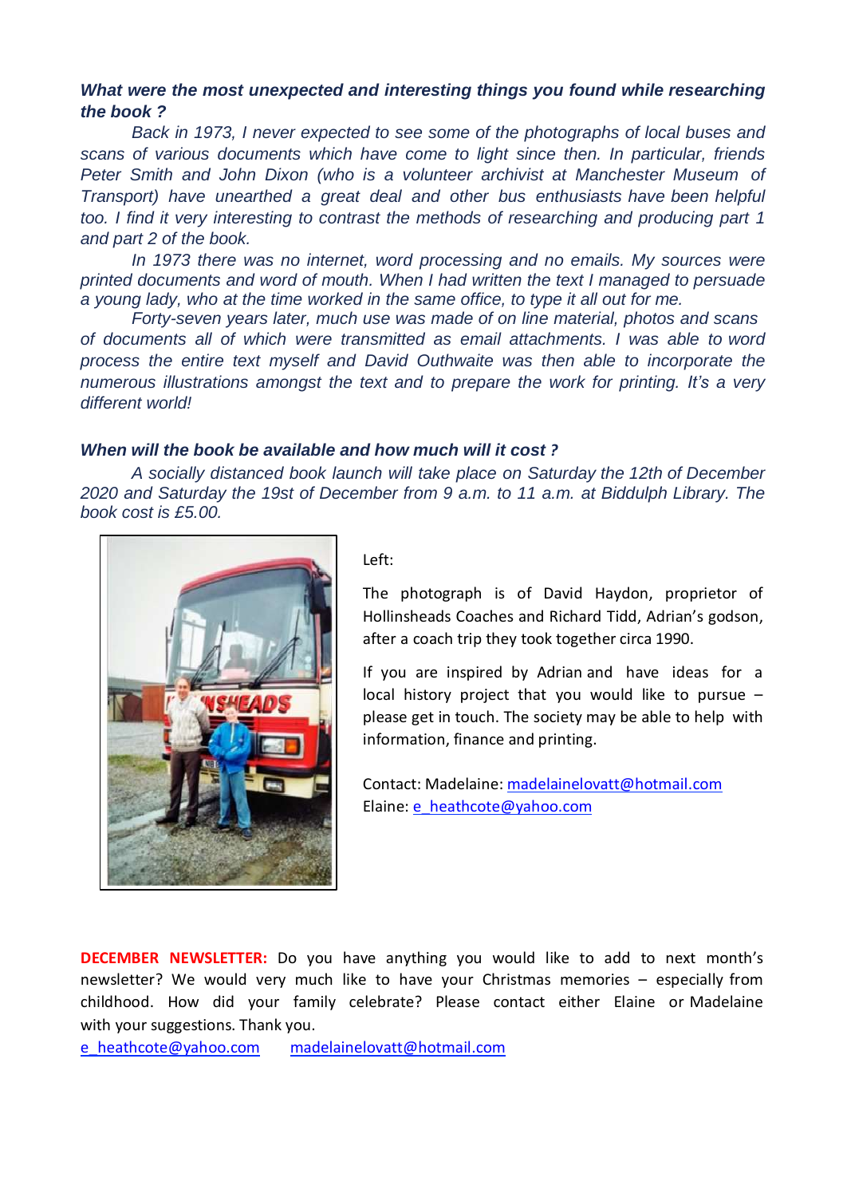***What were the most unexpected and interesting things you found while researching the book ?***

*Back in 1973, I never expected to see some of the photographs of local buses and scans of various documents which have come to light since then. In particular, friends Peter Smith and John Dixon (who is a volunteer archivist at Manchester Museum of Transport) have unearthed a great deal and other bus enthusiasts have been helpful too. I find it very interesting to contrast the methods of researching and producing part 1 and part 2 of the book.*

*In 1973 there was no internet, word processing and no emails. My sources were printed documents and word of mouth. When I had written the text I managed to persuade a young lady, who at the time worked in the same office, to type it all out for me.*

*Forty-seven years later, much use was made of on line material, photos and scans of documents all of which were transmitted as email attachments. I was able to word process the entire text myself and David Outhwaite was then able to incorporate the numerous illustrations amongst the text and to prepare the work for printing. It's a very different world!*

***When will the book be available and how much will it cost ?***

*A socially distanced book launch will take place on Saturday the 12th of December 2020 and Saturday the 19st of December from 9 a.m. to 11 a.m. at Biddulph Library. The book cost is £5.00.*

Left:

The photograph is of David Haydon, proprietor of Hollinsheads Coaches and Richard Tidd, Adrian's godson, after a coach trip they took together circa 1990.

If you are inspired by Adrian and have ideas for a local history project that you would like to pursue – please get in touch. The society may be able to help with information, finance and printing.

Contact: Madelaine: madelainelovatt@hotmail.com
Elaine: e_heathcote@yahoo.com

**DECEMBER NEWSLETTER:** Do you have anything you would like to add to next month's newsletter? We would very much like to have your Christmas memories – especially from childhood. How did your family celebrate? Please contact either Elaine or Madelaine with your suggestions. Thank you.

e_heathcote@yahoo.com    madelainelovatt@hotmail.com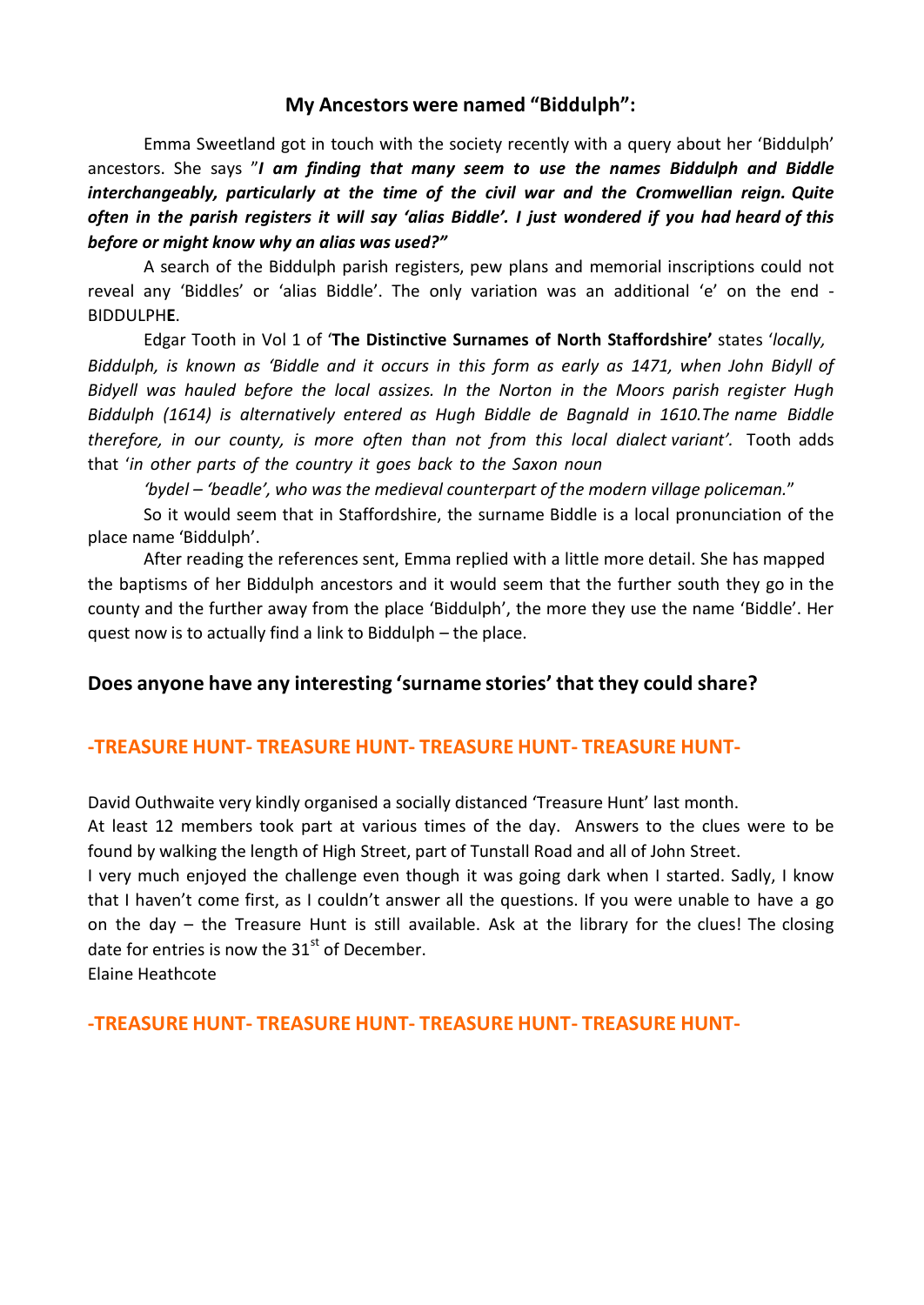## My Ancestors were named "Biddulph":

Emma Sweetland got in touch with the society recently with a query about her 'Biddulph' ancestors. She says "***I am finding that many seem to use the names Biddulph and Biddle interchangeably, particularly at the time of the civil war and the Cromwellian reign. Quite often in the parish registers it will say 'alias Biddle'. I just wondered if you had heard of this before or might know why an alias was used?"***

A search of the Biddulph parish registers, pew plans and memorial inscriptions could not reveal any 'Biddles' or 'alias Biddle'. The only variation was an additional 'e' on the end - BIDDULPH**E**.

Edgar Tooth in Vol 1 of '**The Distinctive Surnames of North Staffordshire'** states '*locally, Biddulph, is known as 'Biddle and it occurs in this form as early as 1471, when John Bidyll of Bidyell was hauled before the local assizes. In the Norton in the Moors parish register Hugh Biddulph (1614) is alternatively entered as Hugh Biddle de Bagnald in 1610.The name Biddle therefore, in our county, is more often than not from this local dialect variant'.* Tooth adds that '*in other parts of the country it goes back to the Saxon noun*

*'bydel – 'beadle', who was the medieval counterpart of the modern village policeman.*"

So it would seem that in Staffordshire, the surname Biddle is a local pronunciation of the place name 'Biddulph'.

After reading the references sent, Emma replied with a little more detail. She has mapped the baptisms of her Biddulph ancestors and it would seem that the further south they go in the county and the further away from the place 'Biddulph', the more they use the name 'Biddle'. Her quest now is to actually find a link to Biddulph – the place.

### Does anyone have any interesting 'surname stories' that they could share?

### -TREASURE HUNT- TREASURE HUNT- TREASURE HUNT- TREASURE HUNT-

David Outhwaite very kindly organised a socially distanced 'Treasure Hunt' last month.
At least 12 members took part at various times of the day. Answers to the clues were to be found by walking the length of High Street, part of Tunstall Road and all of John Street.
I very much enjoyed the challenge even though it was going dark when I started. Sadly, I know that I haven't come first, as I couldn't answer all the questions. If you were unable to have a go on the day – the Treasure Hunt is still available. Ask at the library for the clues! The closing date for entries is now the 31st of December.
Elaine Heathcote

### -TREASURE HUNT- TREASURE HUNT- TREASURE HUNT- TREASURE HUNT-